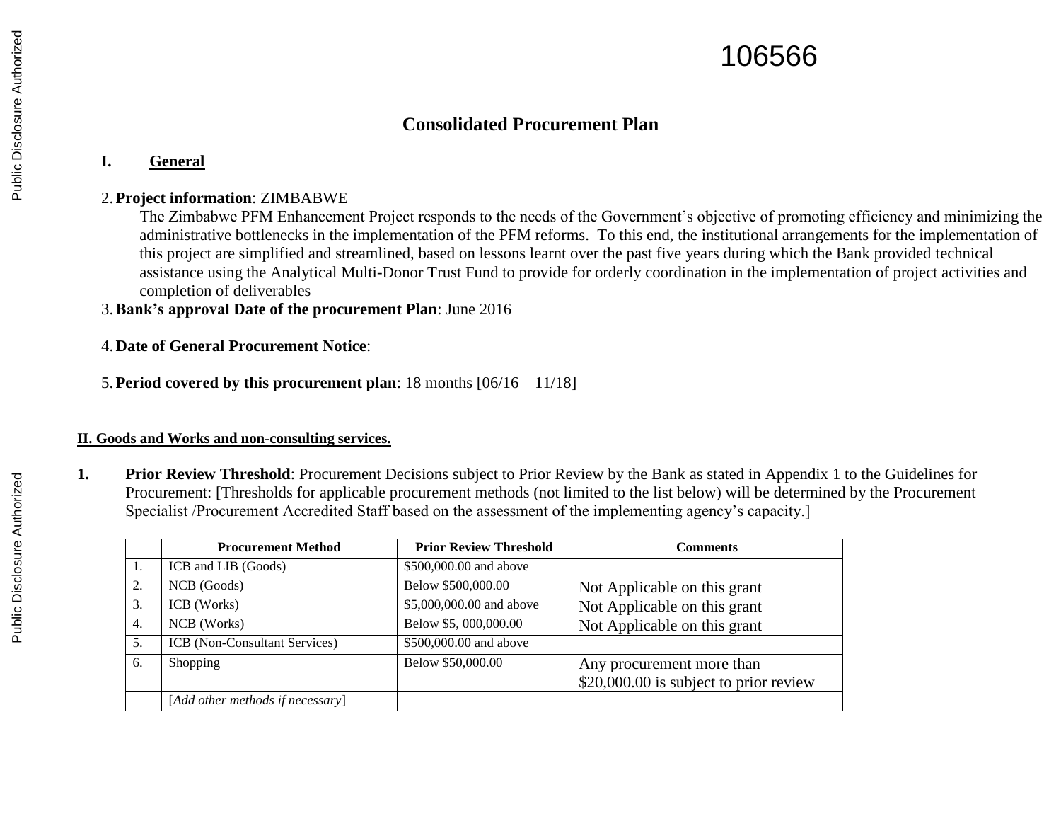106566

# Consolidated Procurement Plan

## I. General

2. **Project information**: ZIMBABWE
   The Zimbabwe PFM Enhancement Project responds to the needs of the Government's objective of promoting efficiency and minimizing the administrative bottlenecks in the implementation of the PFM reforms. To this end, the institutional arrangements for the implementation of this project are simplified and streamlined, based on lessons learnt over the past five years during which the Bank provided technical assistance using the Analytical Multi-Donor Trust Fund to provide for orderly coordination in the implementation of project activities and completion of deliverables
3. **Bank's approval Date of the procurement Plan**: June 2016
4. **Date of General Procurement Notice**:
5. **Period covered by this procurement plan**: 18 months [06/16 – 11/18]

### II. Goods and Works and non-consulting services.

**1. Prior Review Threshold**: Procurement Decisions subject to Prior Review by the Bank as stated in Appendix 1 to the Guidelines for Procurement: [Thresholds for applicable procurement methods (not limited to the list below) will be determined by the Procurement Specialist /Procurement Accredited Staff based on the assessment of the implementing agency's capacity.]

| | Procurement Method | Prior Review Threshold | Comments |
|---|---|---|---|
| 1. | ICB and LIB (Goods) | $500,000.00 and above | |
| 2. | NCB (Goods) | Below $500,000.00 | Not Applicable on this grant |
| 3. | ICB (Works) | $5,000,000.00 and above | Not Applicable on this grant |
| 4. | NCB (Works) | Below $5, 000,000.00 | Not Applicable on this grant |
| 5. | ICB (Non-Consultant Services) | $500,000.00 and above | |
| 6. | Shopping | Below $50,000.00 | Any procurement more than $20,000.00 is subject to prior review |
| | [*Add other methods if necessary*] | | |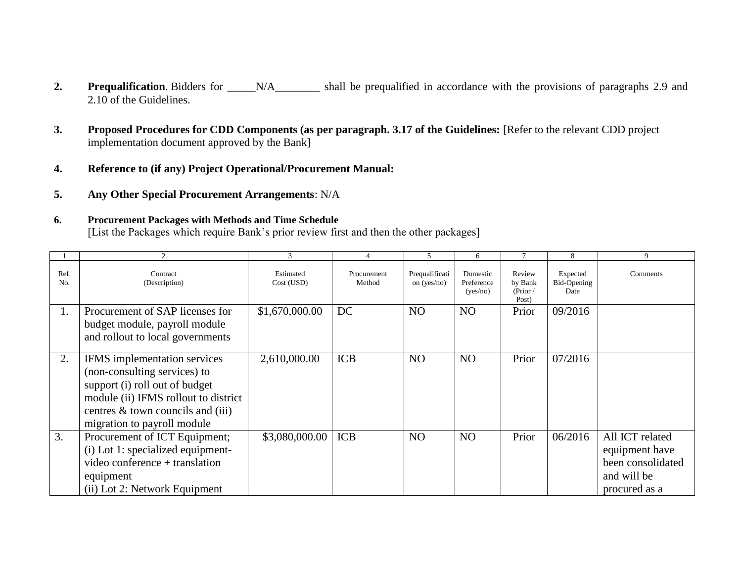**2.** **Prequalification**. Bidders for _____N/A________ shall be prequalified in accordance with the provisions of paragraphs 2.9 and 2.10 of the Guidelines.

**3.** **Proposed Procedures for CDD Components (as per paragraph. 3.17 of the Guidelines:** [Refer to the relevant CDD project implementation document approved by the Bank]

**4.** **Reference to (if any) Project Operational/Procurement Manual:**

**5.** **Any Other Special Procurement Arrangements**: N/A

**6.** **Procurement Packages with Methods and Time Schedule**

[List the Packages which require Bank's prior review first and then the other packages]

| 1 | 2 | 3 | 4 | 5 | 6 | 7 | 8 | 9 |
|---|---|---|---|---|---|---|---|---|
| Ref. No. | Contract (Description) | Estimated Cost (USD) | Procurement Method | Prequalification (yes/no) | Domestic Preference (yes/no) | Review by Bank (Prior / Post) | Expected Bid-Opening Date | Comments |
| 1. | Procurement of SAP licenses for budget module, payroll module and rollout to local governments | $1,670,000.00 | DC | NO | NO | Prior | 09/2016 | |
| 2. | IFMS implementation services (non-consulting services) to support (i) roll out of budget module (ii) IFMS rollout to district centres & town councils and (iii) migration to payroll module | 2,610,000.00 | ICB | NO | NO | Prior | 07/2016 | |
| 3. | Procurement of ICT Equipment; (i) Lot 1: specialized equipment- video conference + translation equipment (ii) Lot 2: Network Equipment | $3,080,000.00 | ICB | NO | NO | Prior | 06/2016 | All ICT related equipment have been consolidated and will be procured as a |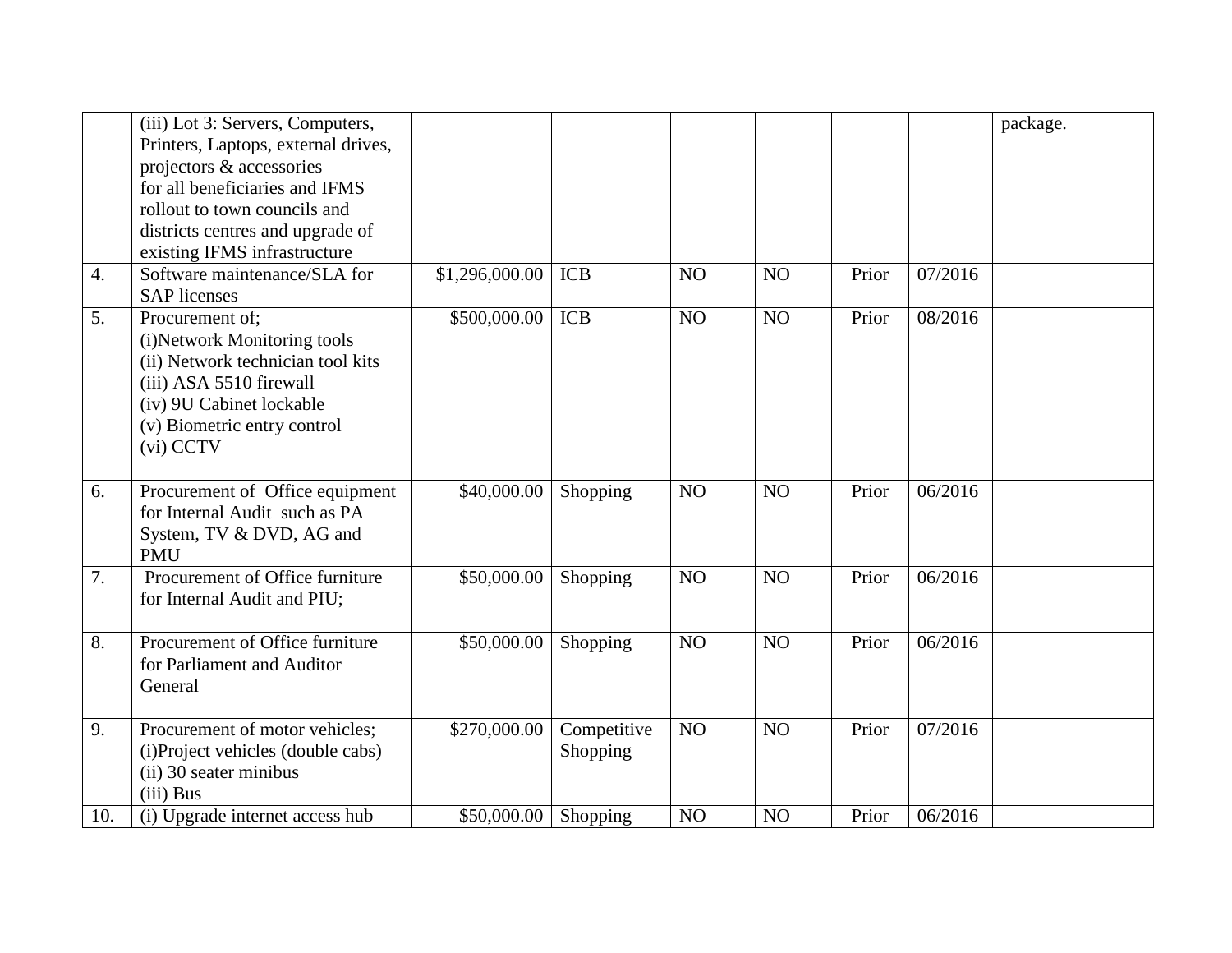| | | | | | | | | |
|---|---|---|---|---|---|---|---|---|
| | (iii) Lot 3: Servers, Computers, Printers, Laptops, external drives, projectors & accessories for all beneficiaries and IFMS rollout to town councils and districts centres and upgrade of existing IFMS infrastructure | | | | | | | package. |
| 4. | Software maintenance/SLA for SAP licenses | $1,296,000.00 | ICB | NO | NO | Prior | 07/2016 | |
| 5. | Procurement of;<br>(i)Network Monitoring tools<br>(ii) Network technician tool kits<br>(iii) ASA 5510 firewall<br>(iv) 9U Cabinet lockable<br>(v) Biometric entry control<br>(vi) CCTV | $500,000.00 | ICB | NO | NO | Prior | 08/2016 | |
| 6. | Procurement of Office equipment for Internal Audit such as PA System, TV & DVD, AG and PMU | $40,000.00 | Shopping | NO | NO | Prior | 06/2016 | |
| 7. | Procurement of Office furniture for Internal Audit and PIU; | $50,000.00 | Shopping | NO | NO | Prior | 06/2016 | |
| 8. | Procurement of Office furniture for Parliament and Auditor General | $50,000.00 | Shopping | NO | NO | Prior | 06/2016 | |
| 9. | Procurement of motor vehicles;<br>(i)Project vehicles (double cabs)<br>(ii) 30 seater minibus<br>(iii) Bus | $270,000.00 | Competitive Shopping | NO | NO | Prior | 07/2016 | |
| 10. | (i) Upgrade internet access hub | $50,000.00 | Shopping | NO | NO | Prior | 06/2016 | |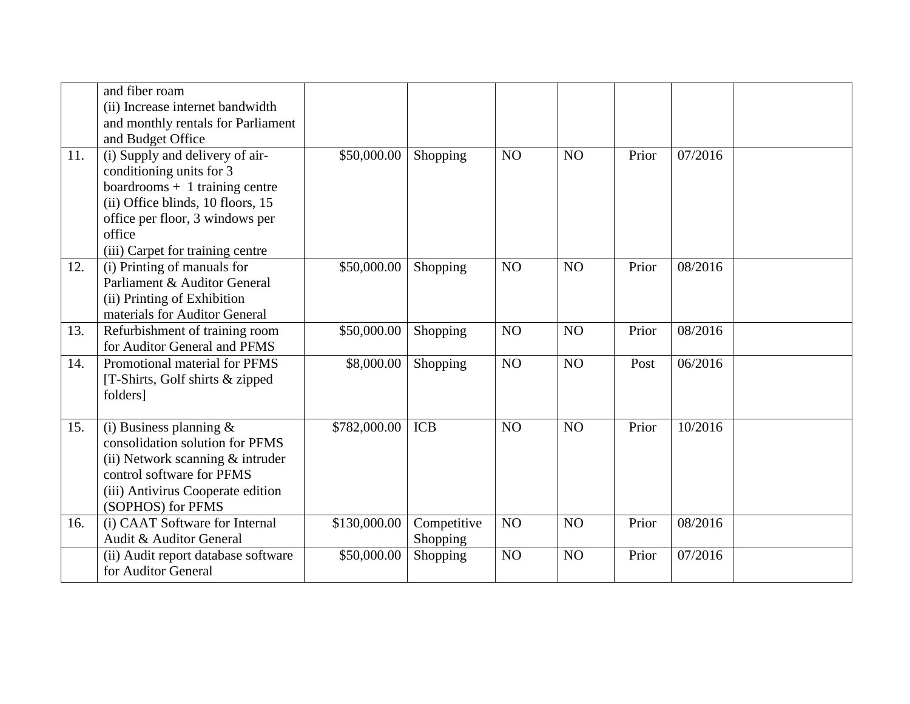|  |  |  |  |  |  |  |  |  |
|---|---|---|---|---|---|---|---|---|
|  | and fiber roam<br>(ii) Increase internet bandwidth and monthly rentals for Parliament and Budget Office |  |  |  |  |  |  |  |
| 11. | (i) Supply and delivery of air-conditioning units for 3 boardrooms + 1 training centre<br>(ii) Office blinds, 10 floors, 15 office per floor, 3 windows per office<br>(iii) Carpet for training centre | $50,000.00 | Shopping | NO | NO | Prior | 07/2016 |  |
| 12. | (i) Printing of manuals for Parliament & Auditor General<br>(ii) Printing of Exhibition materials for Auditor General | $50,000.00 | Shopping | NO | NO | Prior | 08/2016 |  |
| 13. | Refurbishment of training room for Auditor General and PFMS | $50,000.00 | Shopping | NO | NO | Prior | 08/2016 |  |
| 14. | Promotional material for PFMS [T-Shirts, Golf shirts & zipped folders] | $8,000.00 | Shopping | NO | NO | Post | 06/2016 |  |
| 15. | (i) Business planning & consolidation solution for PFMS<br>(ii) Network scanning & intruder control software for PFMS<br>(iii) Antivirus Cooperate edition (SOPHOS) for PFMS | $782,000.00 | ICB | NO | NO | Prior | 10/2016 |  |
| 16. | (i) CAAT Software for Internal Audit & Auditor General | $130,000.00 | Competitive Shopping | NO | NO | Prior | 08/2016 |  |
|  | (ii) Audit report database software for Auditor General | $50,000.00 | Shopping | NO | NO | Prior | 07/2016 |  |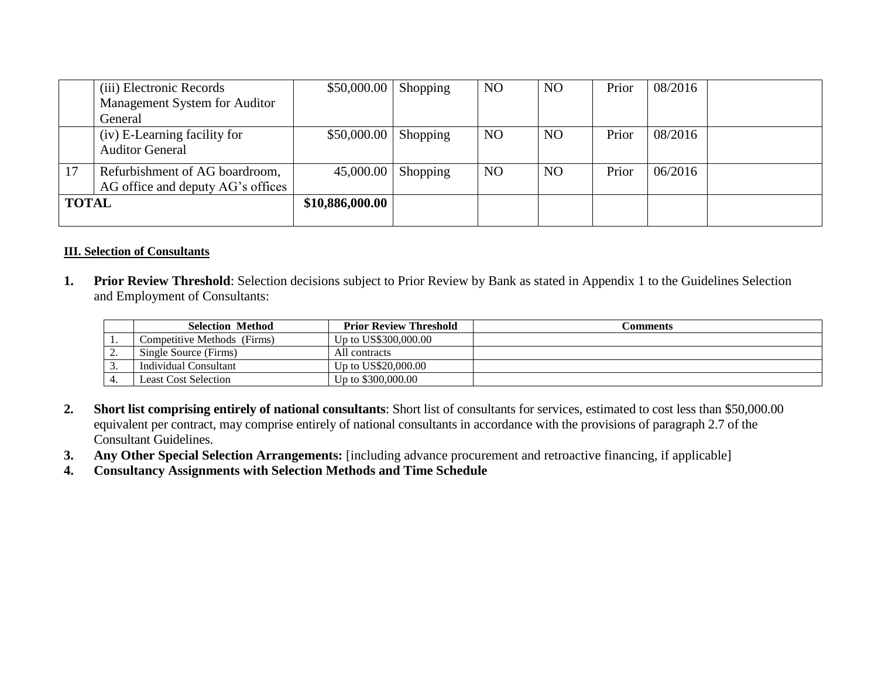| | | | | | | | | |
|---|---|---|---|---|---|---|---|---|
| | (iii) Electronic Records Management System for Auditor General | \$50,000.00 | Shopping | NO | NO | Prior | 08/2016 | |
| | (iv) E-Learning facility for Auditor General | \$50,000.00 | Shopping | NO | NO | Prior | 08/2016 | |
| 17 | Refurbishment of AG boardroom, AG office and deputy AG's offices | 45,000.00 | Shopping | NO | NO | Prior | 06/2016 | |
| **TOTAL** | | **\$10,886,000.00** | | | | | | |

**III. Selection of Consultants**

1. **Prior Review Threshold**: Selection decisions subject to Prior Review by Bank as stated in Appendix 1 to the Guidelines Selection and Employment of Consultants:

| | Selection Method | Prior Review Threshold | Comments |
|---|---|---|---|
| 1. | Competitive Methods (Firms) | Up to US\$300,000.00 | |
| 2. | Single Source (Firms) | All contracts | |
| 3. | Individual Consultant | Up to US\$20,000.00 | |
| 4. | Least Cost Selection | Up to \$300,000.00 | |

2. **Short list comprising entirely of national consultants**: Short list of consultants for services, estimated to cost less than \$50,000.00 equivalent per contract, may comprise entirely of national consultants in accordance with the provisions of paragraph 2.7 of the Consultant Guidelines.
3. **Any Other Special Selection Arrangements:** [including advance procurement and retroactive financing, if applicable]
4. **Consultancy Assignments with Selection Methods and Time Schedule**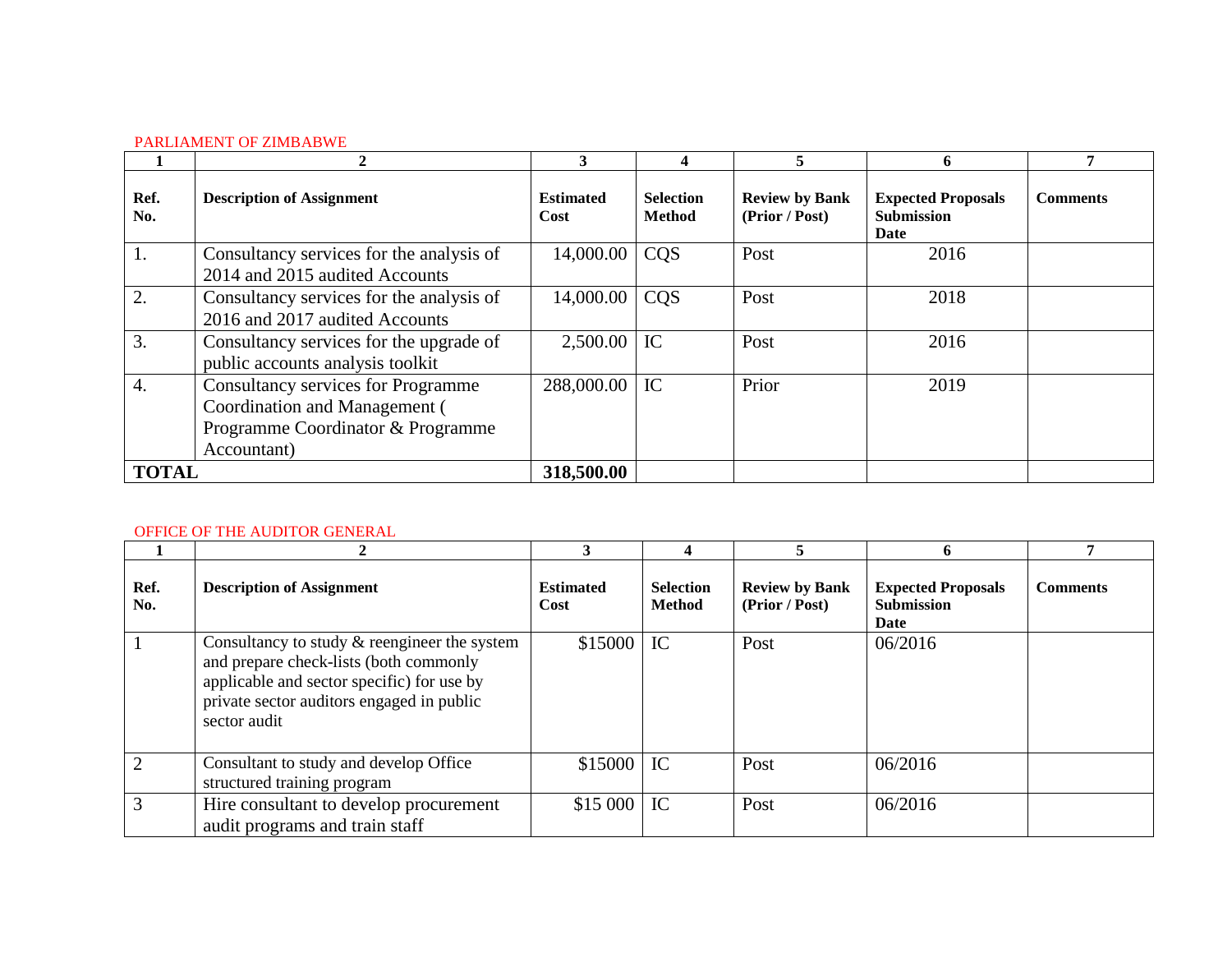PARLIAMENT OF ZIMBABWE

| 1 | 2 | 3 | 4 | 5 | 6 | 7 |
|---|---|---|---|---|---|---|
| **Ref. No.** | **Description of Assignment** | **Estimated Cost** | **Selection Method** | **Review by Bank (Prior / Post)** | **Expected Proposals Submission Date** | **Comments** |
| 1. | Consultancy services for the analysis of 2014 and 2015 audited Accounts | 14,000.00 | CQS | Post | 2016 | |
| 2. | Consultancy services for the analysis of 2016 and 2017 audited Accounts | 14,000.00 | CQS | Post | 2018 | |
| 3. | Consultancy services for the upgrade of public accounts analysis toolkit | 2,500.00 | IC | Post | 2016 | |
| 4. | Consultancy services for Programme Coordination and Management ( Programme Coordinator & Programme Accountant) | 288,000.00 | IC | Prior | 2019 | |
| **TOTAL** | | **318,500.00** | | | | |

OFFICE OF THE AUDITOR GENERAL

| 1 | 2 | 3 | 4 | 5 | 6 | 7 |
|---|---|---|---|---|---|---|
| **Ref. No.** | **Description of Assignment** | **Estimated Cost** | **Selection Method** | **Review by Bank (Prior / Post)** | **Expected Proposals Submission Date** | **Comments** |
| 1 | Consultancy to study & reengineer the system and prepare check-lists (both commonly applicable and sector specific) for use by private sector auditors engaged in public sector audit | $15000 | IC | Post | 06/2016 | |
| 2 | Consultant to study and develop Office structured training program | $15000 | IC | Post | 06/2016 | |
| 3 | Hire consultant to develop procurement audit programs and train staff | $15 000 | IC | Post | 06/2016 | |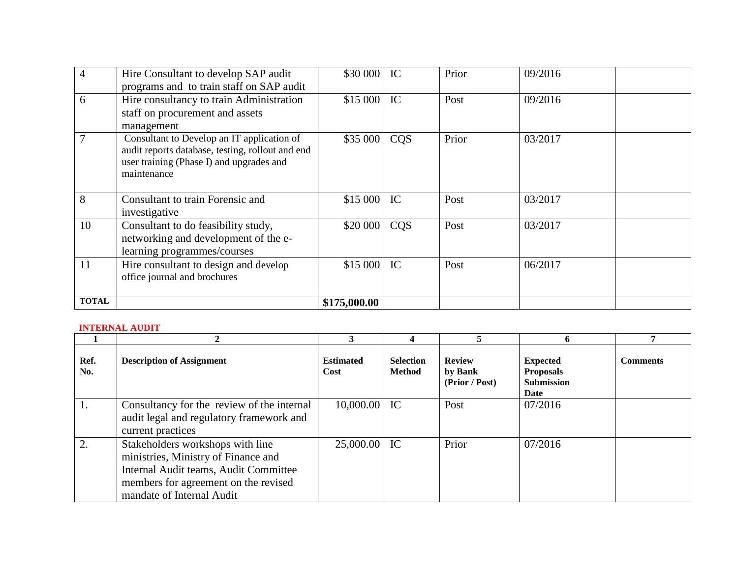| | | | | | | |
|---|---|---|---|---|---|---|
| 4 | Hire Consultant to develop SAP audit programs and to train staff on SAP audit | $30 000 | IC | Prior | 09/2016 | |
| 6 | Hire consultancy to train Administration staff on procurement and assets management | $15 000 | IC | Post | 09/2016 | |
| 7 | Consultant to Develop an IT application of audit reports database, testing, rollout and end user training (Phase I) and upgrades and maintenance | $35 000 | CQS | Prior | 03/2017 | |
| 8 | Consultant to train Forensic and investigative | $15 000 | IC | Post | 03/2017 | |
| 10 | Consultant to do feasibility study, networking and development of the e-learning programmes/courses | $20 000 | CQS | Post | 03/2017 | |
| 11 | Hire consultant to design and develop office journal and brochures | $15 000 | IC | Post | 06/2017 | |
| **TOTAL** | | **$175,000.00** | | | | |

**INTERNAL AUDIT**

| 1 | 2 | 3 | 4 | 5 | 6 | 7 |
|---|---|---|---|---|---|---|
| **Ref. No.** | **Description of Assignment** | **Estimated Cost** | **Selection Method** | **Review by Bank (Prior / Post)** | **Expected Proposals Submission Date** | **Comments** |
| 1. | Consultancy for the review of the internal audit legal and regulatory framework and current practices | 10,000.00 | IC | Post | 07/2016 | |
| 2. | Stakeholders workshops with line ministries, Ministry of Finance and Internal Audit teams, Audit Committee members for agreement on the revised mandate of Internal Audit | 25,000.00 | IC | Prior | 07/2016 | |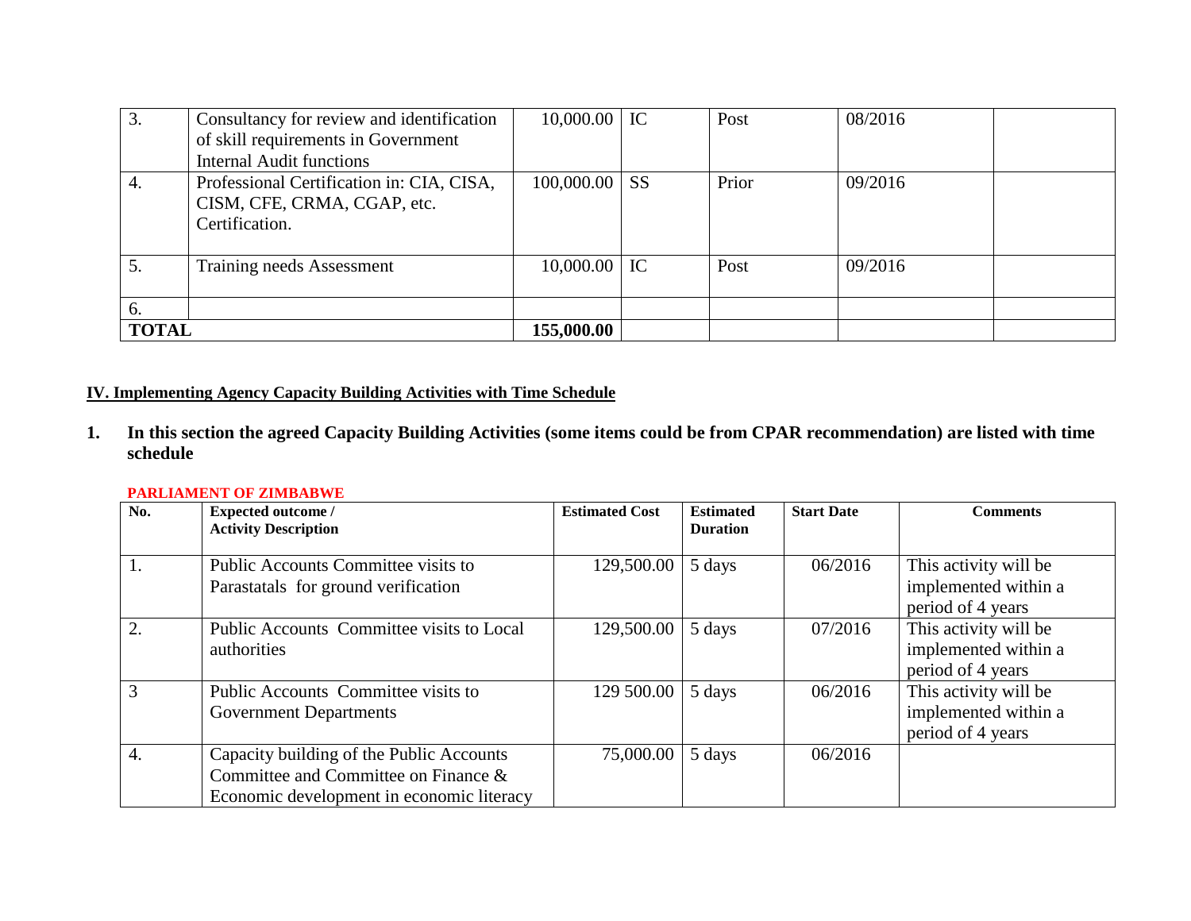| 3. | Consultancy for review and identification of skill requirements in Government Internal Audit functions | 10,000.00 | IC | Post | 08/2016 | |
|---|---|---|---|---|---|---|
| 4. | Professional Certification in: CIA, CISA, CISM, CFE, CRMA, CGAP, etc. Certification. | 100,000.00 | SS | Prior | 09/2016 | |
| 5. | Training needs Assessment | 10,000.00 | IC | Post | 09/2016 | |
| 6. | | | | | | |
| **TOTAL** | | **155,000.00** | | | | |

**IV. Implementing Agency Capacity Building Activities with Time Schedule**

**1. In this section the agreed Capacity Building Activities (some items could be from CPAR recommendation) are listed with time schedule**

**PARLIAMENT OF ZIMBABWE**

| No. | Expected outcome / Activity Description | Estimated Cost | Estimated Duration | Start Date | Comments |
|---|---|---|---|---|---|
| 1. | Public Accounts Committee visits to Parastatals for ground verification | 129,500.00 | 5 days | 06/2016 | This activity will be implemented within a period of 4 years |
| 2. | Public Accounts Committee visits to Local authorities | 129,500.00 | 5 days | 07/2016 | This activity will be implemented within a period of 4 years |
| 3 | Public Accounts Committee visits to Government Departments | 129 500.00 | 5 days | 06/2016 | This activity will be implemented within a period of 4 years |
| 4. | Capacity building of the Public Accounts Committee and Committee on Finance & Economic development in economic literacy | 75,000.00 | 5 days | 06/2016 | |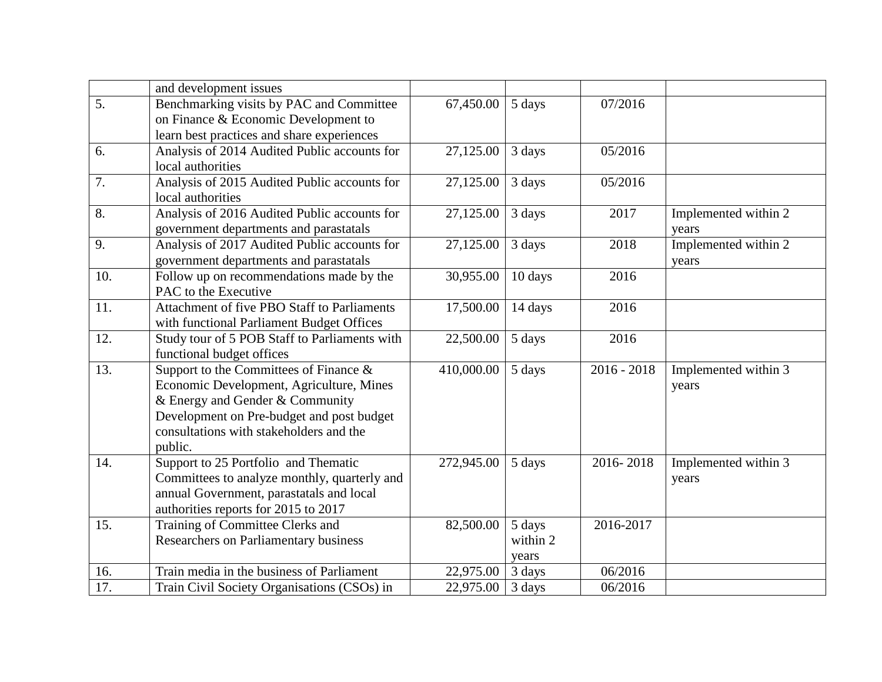| | | | | | |
|---|---|---|---|---|---|
| | and development issues | | | | |
| 5. | Benchmarking visits by PAC and Committee on Finance & Economic Development to learn best practices and share experiences | 67,450.00 | 5 days | 07/2016 | |
| 6. | Analysis of 2014 Audited Public accounts for local authorities | 27,125.00 | 3 days | 05/2016 | |
| 7. | Analysis of 2015 Audited Public accounts for local authorities | 27,125.00 | 3 days | 05/2016 | |
| 8. | Analysis of 2016 Audited Public accounts for government departments and parastatals | 27,125.00 | 3 days | 2017 | Implemented within 2 years |
| 9. | Analysis of 2017 Audited Public accounts for government departments and parastatals | 27,125.00 | 3 days | 2018 | Implemented within 2 years |
| 10. | Follow up on recommendations made by the PAC to the Executive | 30,955.00 | 10 days | 2016 | |
| 11. | Attachment of five PBO Staff to Parliaments with functional Parliament Budget Offices | 17,500.00 | 14 days | 2016 | |
| 12. | Study tour of 5 POB Staff to Parliaments with functional budget offices | 22,500.00 | 5 days | 2016 | |
| 13. | Support to the Committees of Finance & Economic Development, Agriculture, Mines & Energy and Gender & Community Development on Pre-budget and post budget consultations with stakeholders and the public. | 410,000.00 | 5 days | 2016 - 2018 | Implemented within 3 years |
| 14. | Support to 25 Portfolio and Thematic Committees to analyze monthly, quarterly and annual Government, parastatals and local authorities reports for 2015 to 2017 | 272,945.00 | 5 days | 2016- 2018 | Implemented within 3 years |
| 15. | Training of Committee Clerks and Researchers on Parliamentary business | 82,500.00 | 5 days within 2 years | 2016-2017 | |
| 16. | Train media in the business of Parliament | 22,975.00 | 3 days | 06/2016 | |
| 17. | Train Civil Society Organisations (CSOs) in | 22,975.00 | 3 days | 06/2016 | |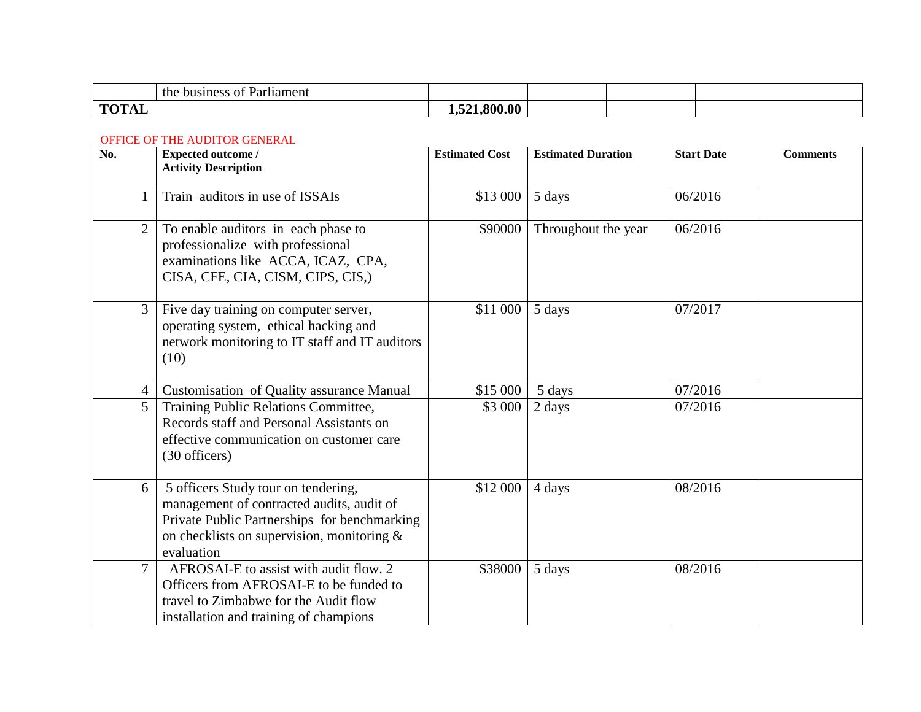|  | the business of Parliament |  |  |  |  |
|---|---|---|---|---|---|
| **TOTAL** |  | **1,521,800.00** |  |  |  |

OFFICE OF THE AUDITOR GENERAL

| No. | Expected outcome / Activity Description | Estimated Cost | Estimated Duration | Start Date | Comments |
|---|---|---|---|---|---|
| 1 | Train auditors in use of ISSAIs | $13 000 | 5 days | 06/2016 |  |
| 2 | To enable auditors in each phase to professionalize with professional examinations like ACCA, ICAZ, CPA, CISA, CFE, CIA, CISM, CIPS, CIS,) | $90000 | Throughout the year | 06/2016 |  |
| 3 | Five day training on computer server, operating system, ethical hacking and network monitoring to IT staff and IT auditors (10) | $11 000 | 5 days | 07/2017 |  |
| 4 | Customisation of Quality assurance Manual | $15 000 | 5 days | 07/2016 |  |
| 5 | Training Public Relations Committee, Records staff and Personal Assistants on effective communication on customer care (30 officers) | $3 000 | 2 days | 07/2016 |  |
| 6 | 5 officers Study tour on tendering, management of contracted audits, audit of Private Public Partnerships for benchmarking on checklists on supervision, monitoring & evaluation | $12 000 | 4 days | 08/2016 |  |
| 7 | AFROSAI-E to assist with audit flow. 2 Officers from AFROSAI-E to be funded to travel to Zimbabwe for the Audit flow installation and training of champions | $38000 | 5 days | 08/2016 |  |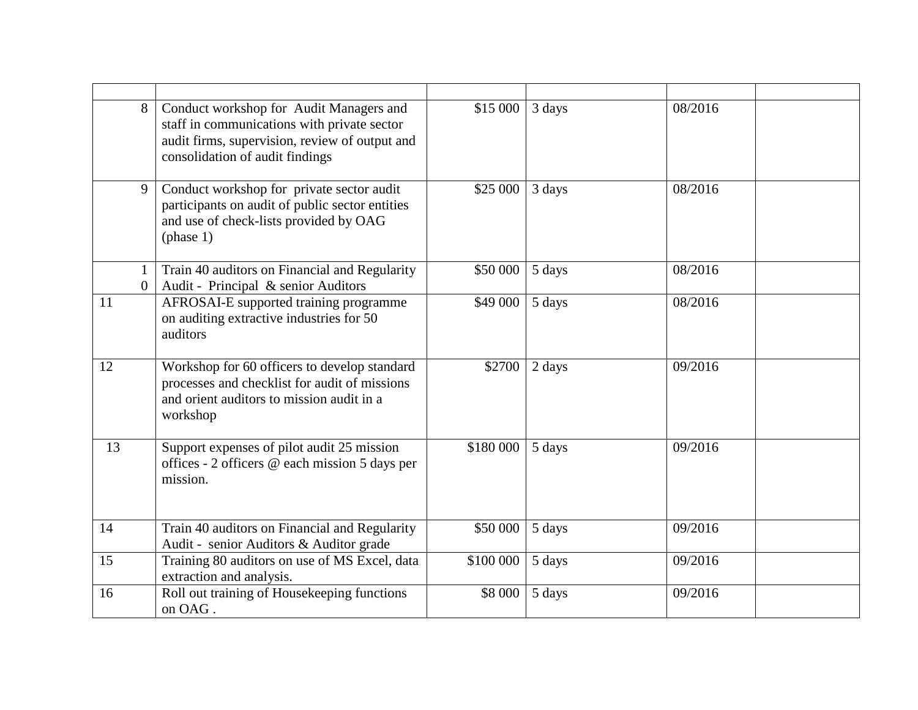| | | | | | |
|---|---|---|---|---|---|
| 8 | Conduct workshop for Audit Managers and staff in communications with private sector audit firms, supervision, review of output and consolidation of audit findings | $15 000 | 3 days | 08/2016 | |
| 9 | Conduct workshop for private sector audit participants on audit of public sector entities and use of check-lists provided by OAG (phase 1) | $25 000 | 3 days | 08/2016 | |
| 10 | Train 40 auditors on Financial and Regularity Audit - Principal & senior Auditors | $50 000 | 5 days | 08/2016 | |
| 11 | AFROSAI-E supported training programme on auditing extractive industries for 50 auditors | $49 000 | 5 days | 08/2016 | |
| 12 | Workshop for 60 officers to develop standard processes and checklist for audit of missions and orient auditors to mission audit in a workshop | $2700 | 2 days | 09/2016 | |
| 13 | Support expenses of pilot audit 25 mission offices - 2 officers @ each mission 5 days per mission. | $180 000 | 5 days | 09/2016 | |
| 14 | Train 40 auditors on Financial and Regularity Audit - senior Auditors & Auditor grade | $50 000 | 5 days | 09/2016 | |
| 15 | Training 80 auditors on use of MS Excel, data extraction and analysis. | $100 000 | 5 days | 09/2016 | |
| 16 | Roll out training of Housekeeping functions on OAG . | $8 000 | 5 days | 09/2016 | |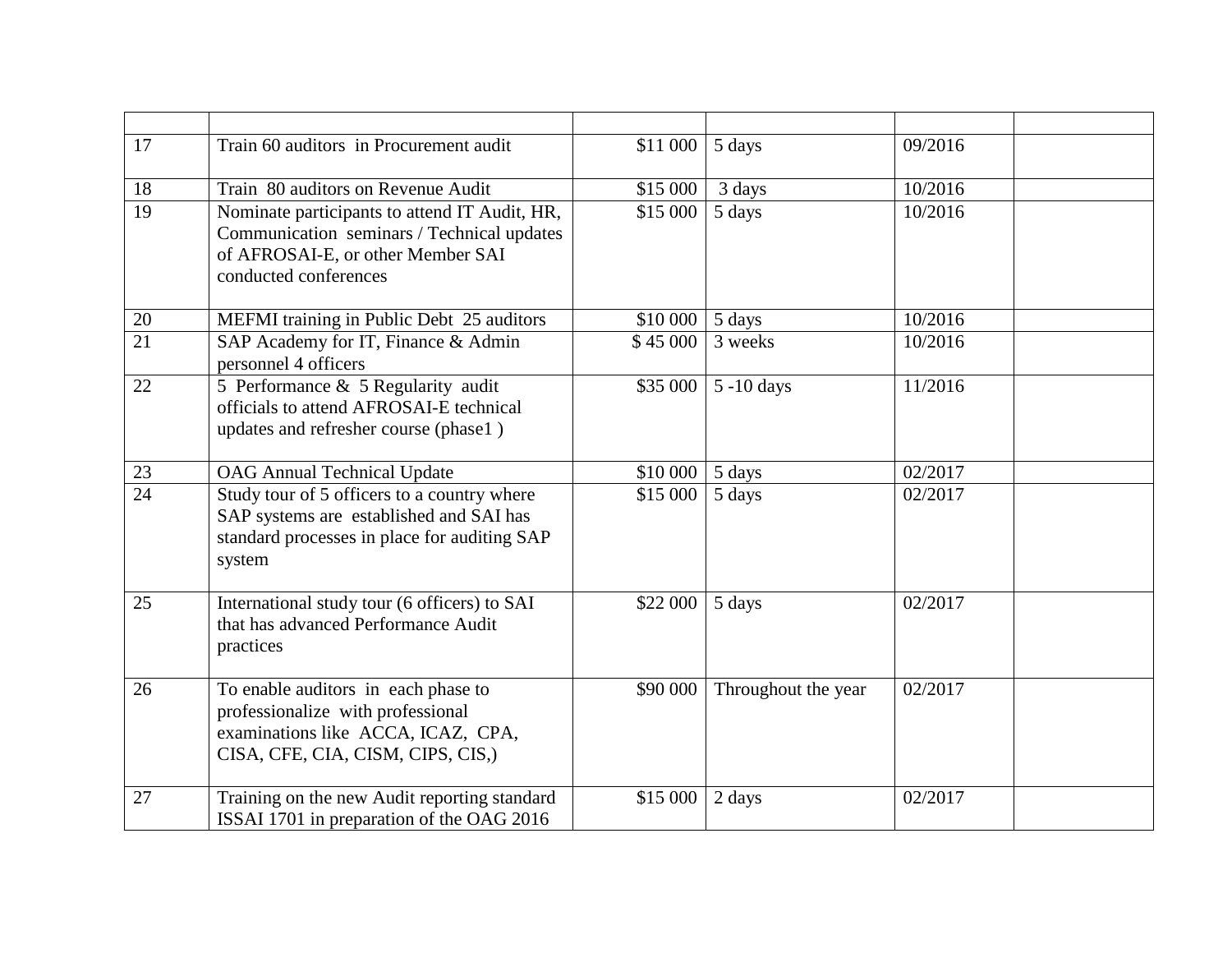| | | | | | |
|---|---|---|---|---|---|
| 17 | Train 60 auditors in Procurement audit | $11 000 | 5 days | 09/2016 | |
| 18 | Train 80 auditors on Revenue Audit | $15 000 | 3 days | 10/2016 | |
| 19 | Nominate participants to attend IT Audit, HR, Communication seminars / Technical updates of AFROSAI-E, or other Member SAI conducted conferences | $15 000 | 5 days | 10/2016 | |
| 20 | MEFMI training in Public Debt 25 auditors | $10 000 | 5 days | 10/2016 | |
| 21 | SAP Academy for IT, Finance & Admin personnel 4 officers | $ 45 000 | 3 weeks | 10/2016 | |
| 22 | 5 Performance & 5 Regularity audit officials to attend AFROSAI-E technical updates and refresher course (phase1 ) | $35 000 | 5 -10 days | 11/2016 | |
| 23 | OAG Annual Technical Update | $10 000 | 5 days | 02/2017 | |
| 24 | Study tour of 5 officers to a country where SAP systems are established and SAI has standard processes in place for auditing SAP system | $15 000 | 5 days | 02/2017 | |
| 25 | International study tour (6 officers) to SAI that has advanced Performance Audit practices | $22 000 | 5 days | 02/2017 | |
| 26 | To enable auditors in each phase to professionalize with professional examinations like ACCA, ICAZ, CPA, CISA, CFE, CIA, CISM, CIPS, CIS,) | $90 000 | Throughout the year | 02/2017 | |
| 27 | Training on the new Audit reporting standard ISSAI 1701 in preparation of the OAG 2016 | $15 000 | 2 days | 02/2017 | |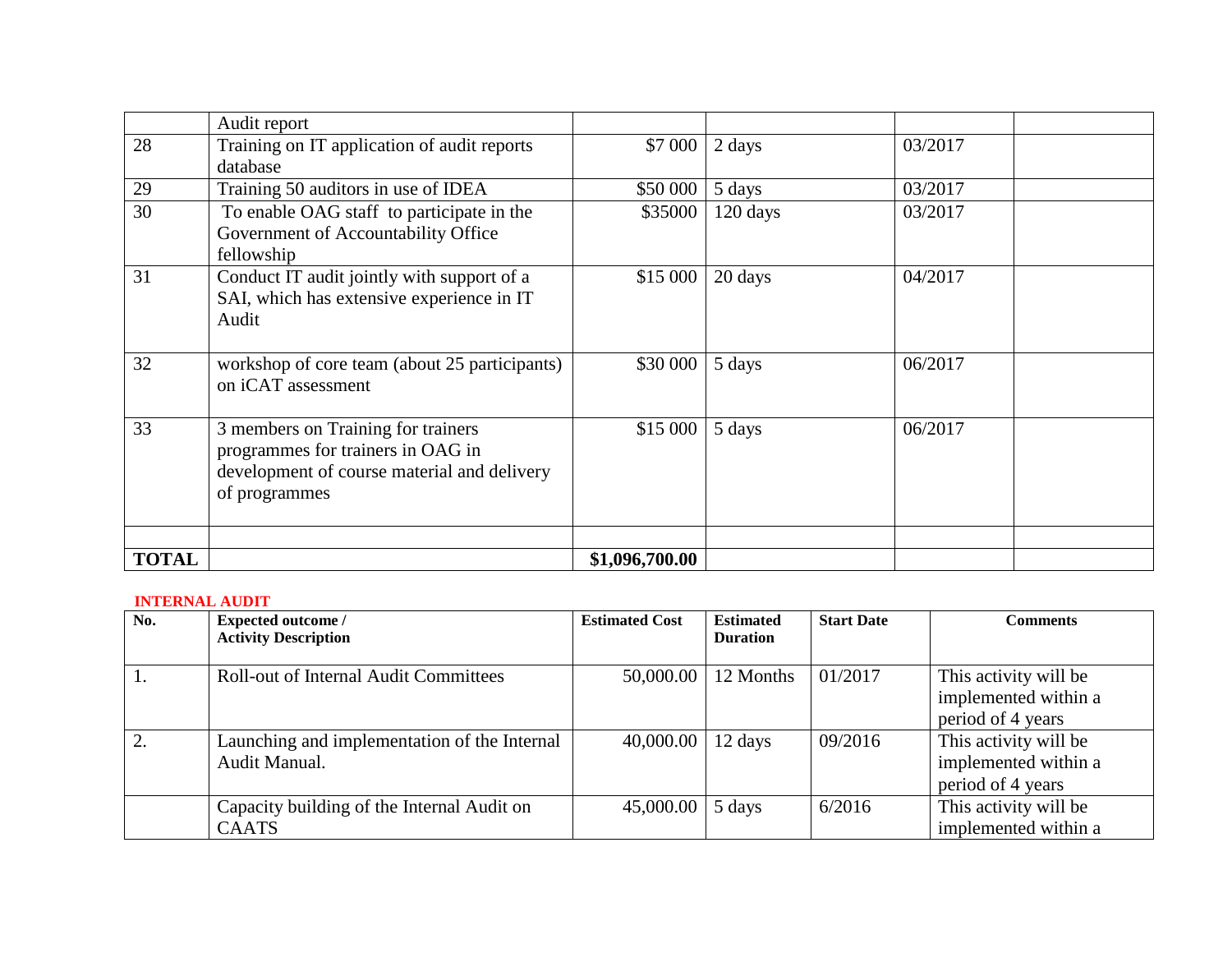| | | | | | |
|---|---|---|---|---|---|
| | Audit report | | | | |
| 28 | Training on IT application of audit reports database | $7 000 | 2 days | 03/2017 | |
| 29 | Training 50 auditors in use of IDEA | $50 000 | 5 days | 03/2017 | |
| 30 | To enable OAG staff to participate in the Government of Accountability Office fellowship | $35000 | 120 days | 03/2017 | |
| 31 | Conduct IT audit jointly with support of a SAI, which has extensive experience in IT Audit | $15 000 | 20 days | 04/2017 | |
| 32 | workshop of core team (about 25 participants) on iCAT assessment | $30 000 | 5 days | 06/2017 | |
| 33 | 3 members on Training for trainers programmes for trainers in OAG in development of course material and delivery of programmes | $15 000 | 5 days | 06/2017 | |
| | | | | | |
| **TOTAL** | | **$1,096,700.00** | | | |

**INTERNAL AUDIT**

| No. | Expected outcome / Activity Description | Estimated Cost | Estimated Duration | Start Date | Comments |
|---|---|---|---|---|---|
| 1. | Roll-out of Internal Audit Committees | 50,000.00 | 12 Months | 01/2017 | This activity will be implemented within a period of 4 years |
| 2. | Launching and implementation of the Internal Audit Manual. | 40,000.00 | 12 days | 09/2016 | This activity will be implemented within a period of 4 years |
| | Capacity building of the Internal Audit on CAATS | 45,000.00 | 5 days | 6/2016 | This activity will be implemented within a |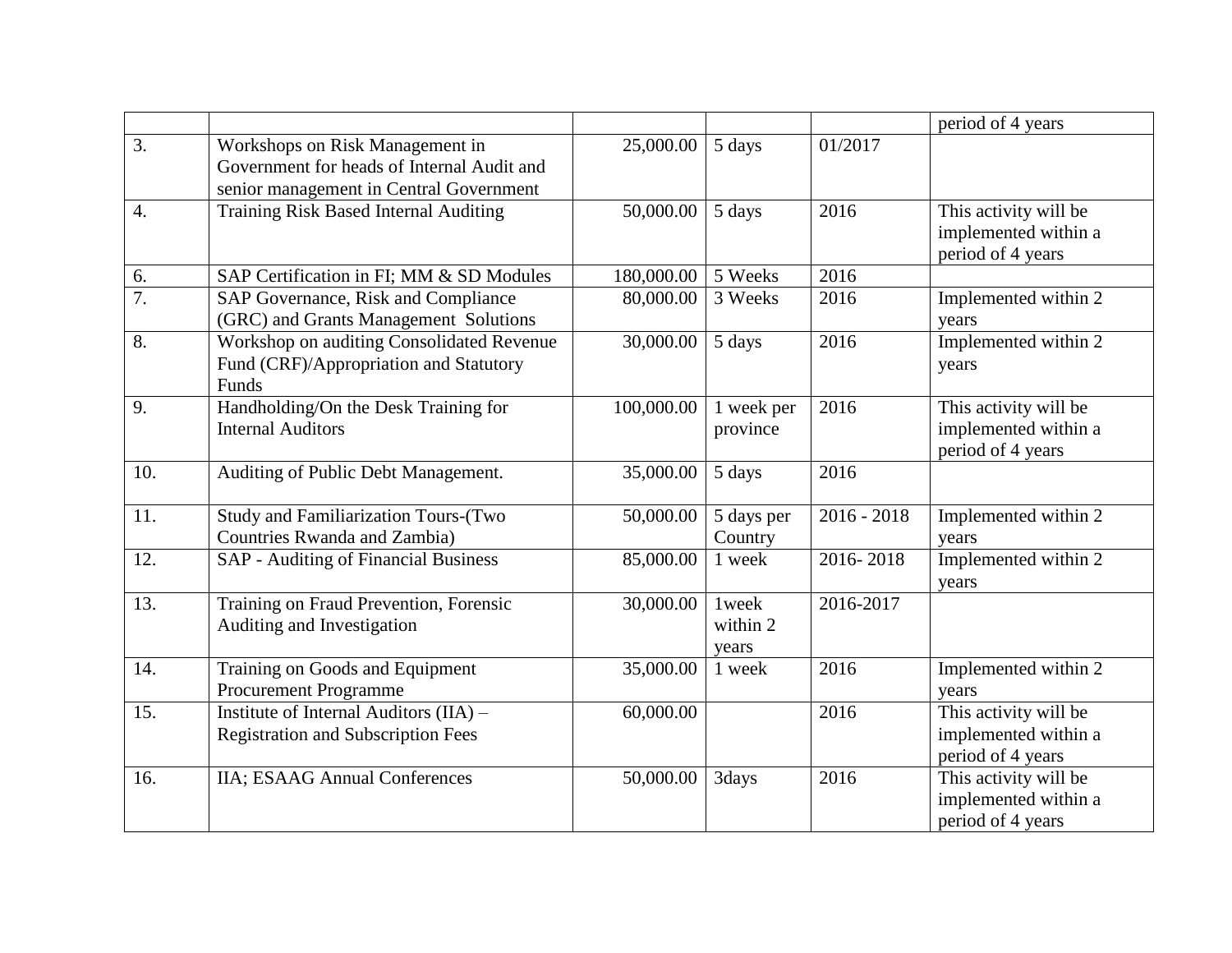| | | | | | |
|---|---|---|---|---|---|
| | | | | | period of 4 years |
| 3. | Workshops on Risk Management in Government for heads of Internal Audit and senior management in Central Government | 25,000.00 | 5 days | 01/2017 | |
| 4. | Training Risk Based Internal Auditing | 50,000.00 | 5 days | 2016 | This activity will be implemented within a period of 4 years |
| 6. | SAP Certification in FI; MM & SD Modules | 180,000.00 | 5 Weeks | 2016 | |
| 7. | SAP Governance, Risk and Compliance (GRC) and Grants Management Solutions | 80,000.00 | 3 Weeks | 2016 | Implemented within 2 years |
| 8. | Workshop on auditing Consolidated Revenue Fund (CRF)/Appropriation and Statutory Funds | 30,000.00 | 5 days | 2016 | Implemented within 2 years |
| 9. | Handholding/On the Desk Training for Internal Auditors | 100,000.00 | 1 week per province | 2016 | This activity will be implemented within a period of 4 years |
| 10. | Auditing of Public Debt Management. | 35,000.00 | 5 days | 2016 | |
| 11. | Study and Familiarization Tours-(Two Countries Rwanda and Zambia) | 50,000.00 | 5 days per Country | 2016 - 2018 | Implemented within 2 years |
| 12. | SAP - Auditing of Financial Business | 85,000.00 | 1 week | 2016- 2018 | Implemented within 2 years |
| 13. | Training on Fraud Prevention, Forensic Auditing and Investigation | 30,000.00 | 1week within 2 years | 2016-2017 | |
| 14. | Training on Goods and Equipment Procurement Programme | 35,000.00 | 1 week | 2016 | Implemented within 2 years |
| 15. | Institute of Internal Auditors (IIA) – Registration and Subscription Fees | 60,000.00 | | 2016 | This activity will be implemented within a period of 4 years |
| 16. | IIA; ESAAG Annual Conferences | 50,000.00 | 3days | 2016 | This activity will be implemented within a period of 4 years |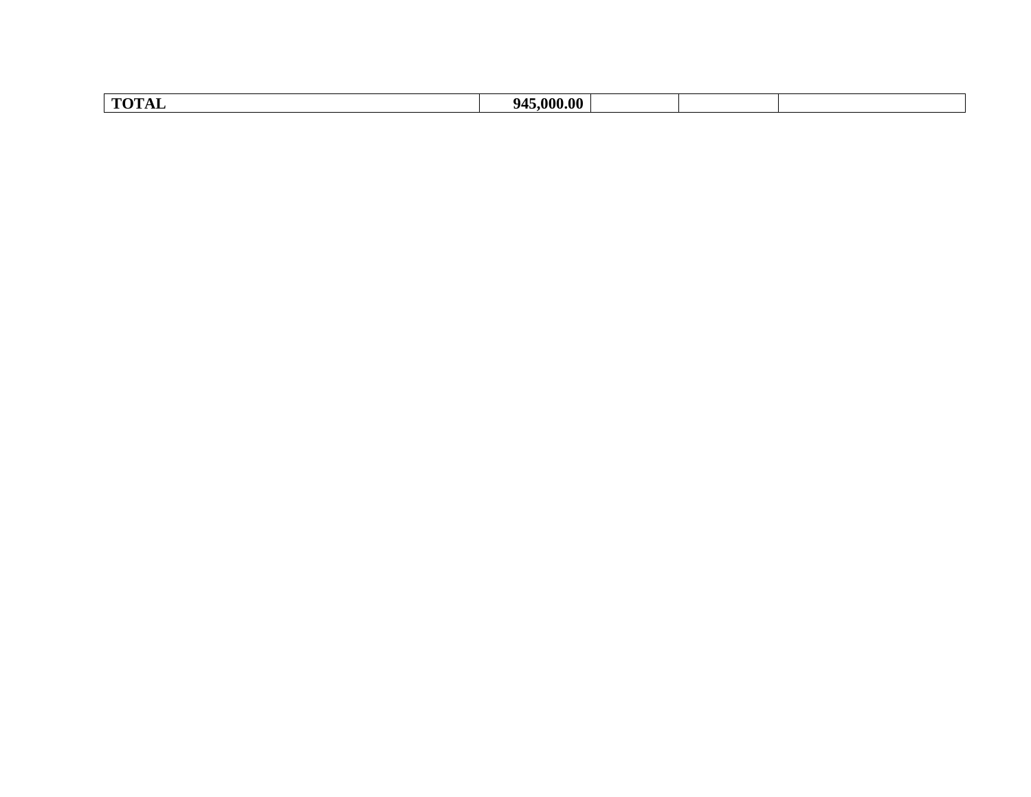| | | | | |
|---|---|---|---|---|
| **TOTAL** | **945,000.00** | | | |